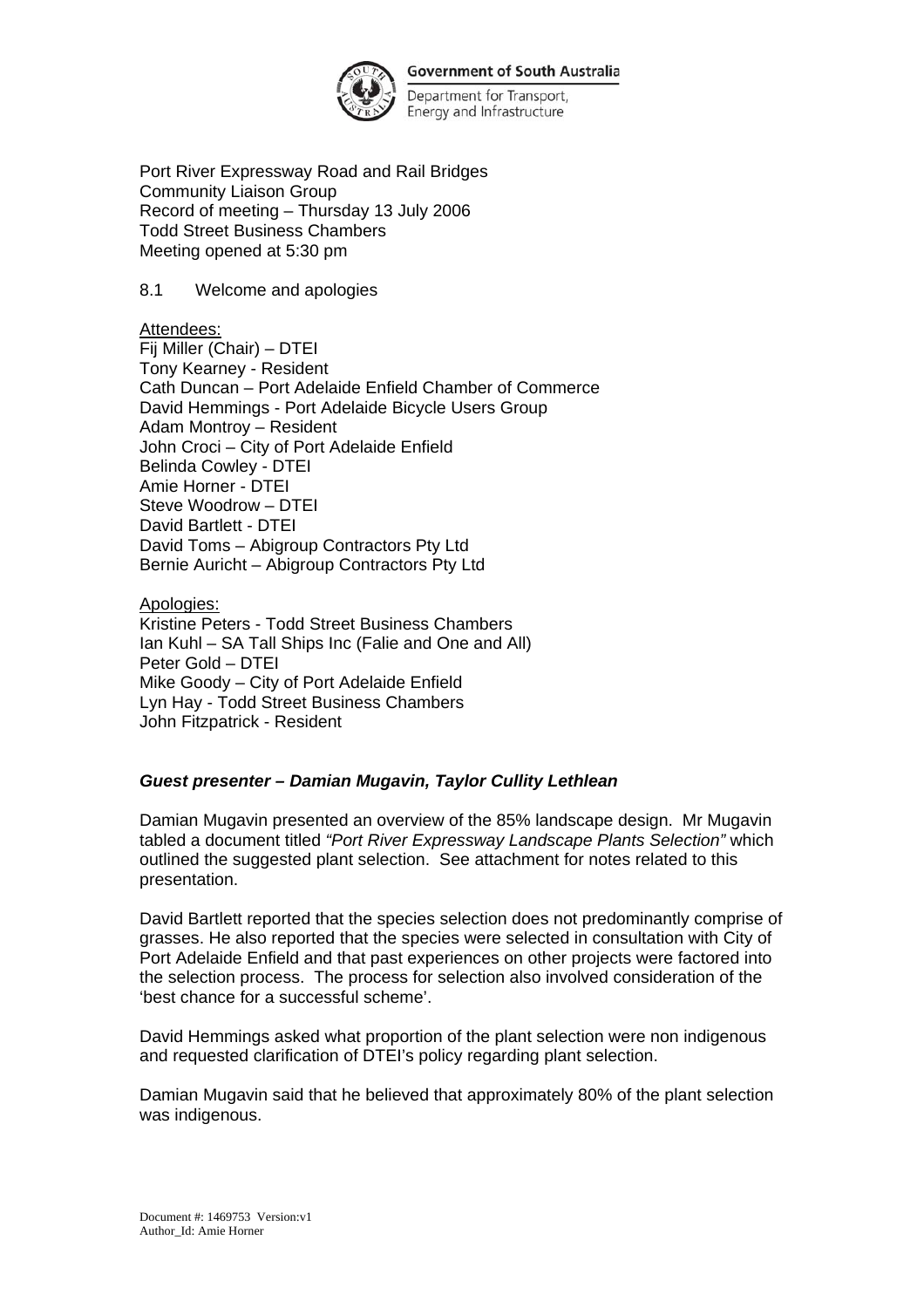Government of South Australia

Department for Transport, Energy and Infrastructure

Port River Expressway Road and Rail Bridges
Community Liaison Group
Record of meeting – Thursday 13 July 2006
Todd Street Business Chambers
Meeting opened at 5:30 pm

8.1 Welcome and apologies

<u>Attendees:</u>
Fij Miller (Chair) – DTEI
Tony Kearney - Resident
Cath Duncan – Port Adelaide Enfield Chamber of Commerce
David Hemmings - Port Adelaide Bicycle Users Group
Adam Montroy – Resident
John Croci – City of Port Adelaide Enfield
Belinda Cowley - DTEI
Amie Horner - DTEI
Steve Woodrow – DTEI
David Bartlett - DTEI
David Toms – Abigroup Contractors Pty Ltd
Bernie Auricht – Abigroup Contractors Pty Ltd

<u>Apologies:</u>
Kristine Peters - Todd Street Business Chambers
Ian Kuhl – SA Tall Ships Inc (Falie and One and All)
Peter Gold – DTEI
Mike Goody – City of Port Adelaide Enfield
Lyn Hay - Todd Street Business Chambers
John Fitzpatrick - Resident

***Guest presenter – Damian Mugavin, Taylor Cullity Lethlean***

Damian Mugavin presented an overview of the 85% landscape design. Mr Mugavin tabled a document titled *"Port River Expressway Landscape Plants Selection"* which outlined the suggested plant selection. See attachment for notes related to this presentation.

David Bartlett reported that the species selection does not predominantly comprise of grasses. He also reported that the species were selected in consultation with City of Port Adelaide Enfield and that past experiences on other projects were factored into the selection process. The process for selection also involved consideration of the 'best chance for a successful scheme'.

David Hemmings asked what proportion of the plant selection were non indigenous and requested clarification of DTEI's policy regarding plant selection.

Damian Mugavin said that he believed that approximately 80% of the plant selection was indigenous.

Document #: 1469753 Version:v1
Author_Id: Amie Horner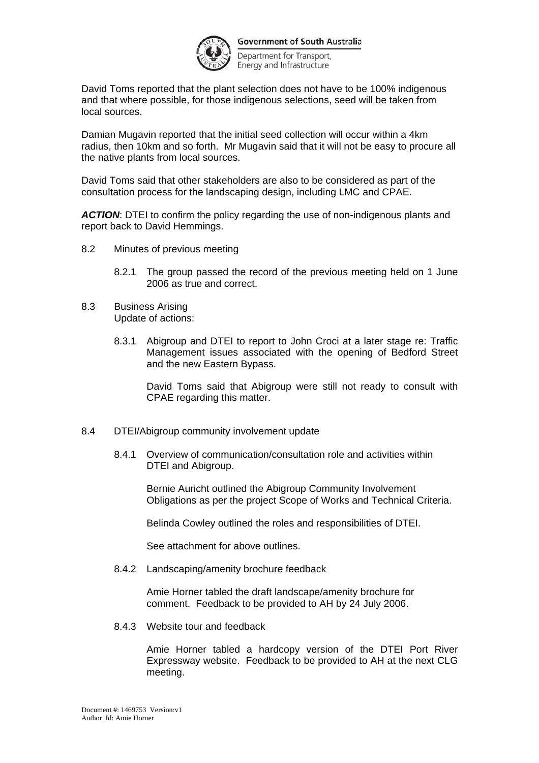David Toms reported that the plant selection does not have to be 100% indigenous and that where possible, for those indigenous selections, seed will be taken from local sources.

Damian Mugavin reported that the initial seed collection will occur within a 4km radius, then 10km and so forth. Mr Mugavin said that it will not be easy to procure all the native plants from local sources.

David Toms said that other stakeholders are also to be considered as part of the consultation process for the landscaping design, including LMC and CPAE.

***ACTION***: DTEI to confirm the policy regarding the use of non-indigenous plants and report back to David Hemmings.

8.2 Minutes of previous meeting

8.2.1 The group passed the record of the previous meeting held on 1 June 2006 as true and correct.

8.3 Business Arising
Update of actions:

8.3.1 Abigroup and DTEI to report to John Croci at a later stage re: Traffic Management issues associated with the opening of Bedford Street and the new Eastern Bypass.

David Toms said that Abigroup were still not ready to consult with CPAE regarding this matter.

8.4 DTEI/Abigroup community involvement update

8.4.1 Overview of communication/consultation role and activities within DTEI and Abigroup.

Bernie Auricht outlined the Abigroup Community Involvement Obligations as per the project Scope of Works and Technical Criteria.

Belinda Cowley outlined the roles and responsibilities of DTEI.

See attachment for above outlines.

8.4.2 Landscaping/amenity brochure feedback

Amie Horner tabled the draft landscape/amenity brochure for comment. Feedback to be provided to AH by 24 July 2006.

8.4.3 Website tour and feedback

Amie Horner tabled a hardcopy version of the DTEI Port River Expressway website. Feedback to be provided to AH at the next CLG meeting.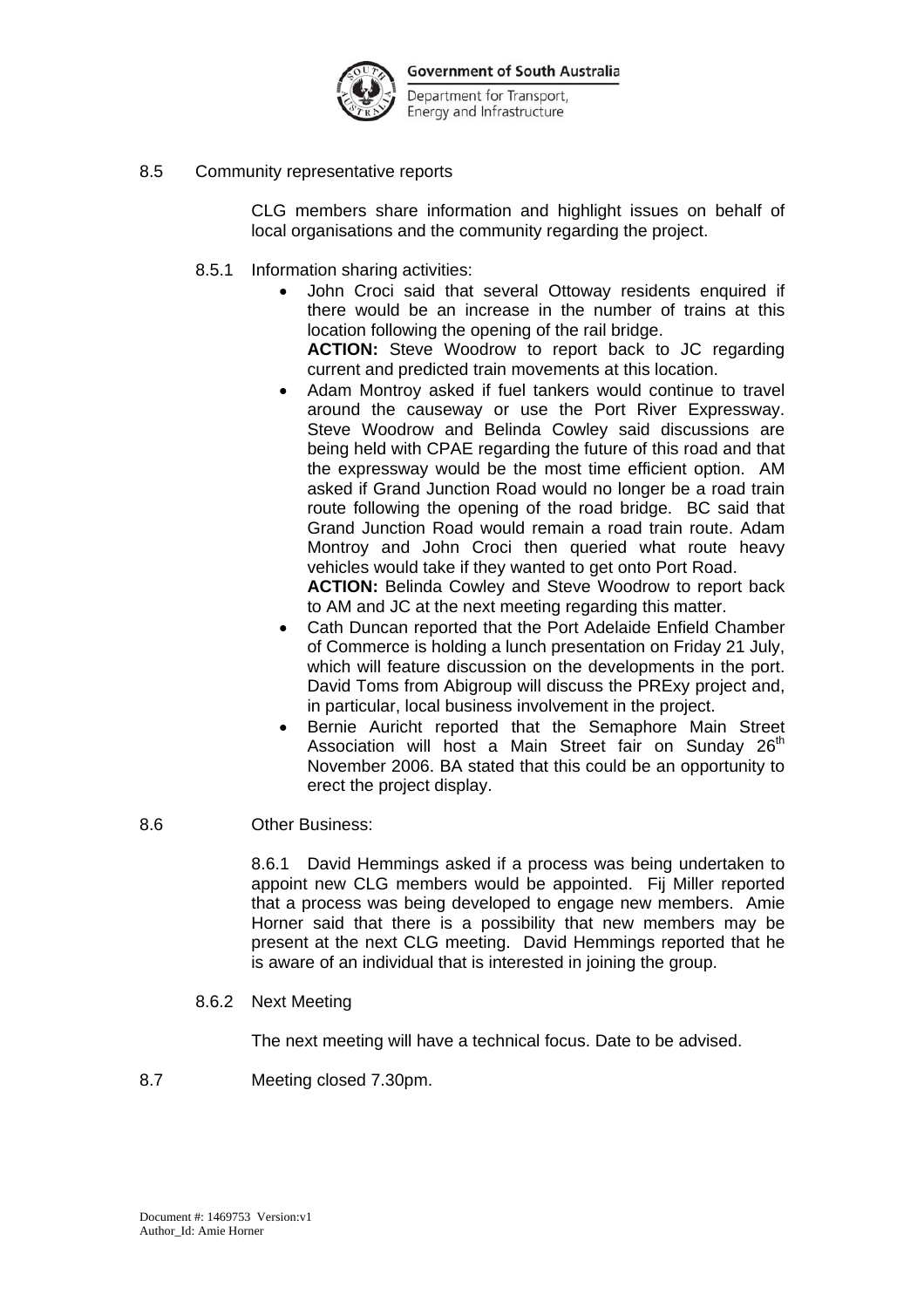8.5 Community representative reports

CLG members share information and highlight issues on behalf of local organisations and the community regarding the project.

8.5.1 Information sharing activities:

- John Croci said that several Ottoway residents enquired if there would be an increase in the number of trains at this location following the opening of the rail bridge.
  **ACTION:** Steve Woodrow to report back to JC regarding current and predicted train movements at this location.
- Adam Montroy asked if fuel tankers would continue to travel around the causeway or use the Port River Expressway. Steve Woodrow and Belinda Cowley said discussions are being held with CPAE regarding the future of this road and that the expressway would be the most time efficient option. AM asked if Grand Junction Road would no longer be a road train route following the opening of the road bridge. BC said that Grand Junction Road would remain a road train route. Adam Montroy and John Croci then queried what route heavy vehicles would take if they wanted to get onto Port Road.
  **ACTION:** Belinda Cowley and Steve Woodrow to report back to AM and JC at the next meeting regarding this matter.
- Cath Duncan reported that the Port Adelaide Enfield Chamber of Commerce is holding a lunch presentation on Friday 21 July, which will feature discussion on the developments in the port. David Toms from Abigroup will discuss the PRExy project and, in particular, local business involvement in the project.
- Bernie Auricht reported that the Semaphore Main Street Association will host a Main Street fair on Sunday 26th November 2006. BA stated that this could be an opportunity to erect the project display.

8.6 Other Business:

8.6.1 David Hemmings asked if a process was being undertaken to appoint new CLG members would be appointed. Fij Miller reported that a process was being developed to engage new members. Amie Horner said that there is a possibility that new members may be present at the next CLG meeting. David Hemmings reported that he is aware of an individual that is interested in joining the group.

8.6.2 Next Meeting

The next meeting will have a technical focus. Date to be advised.

8.7 Meeting closed 7.30pm.